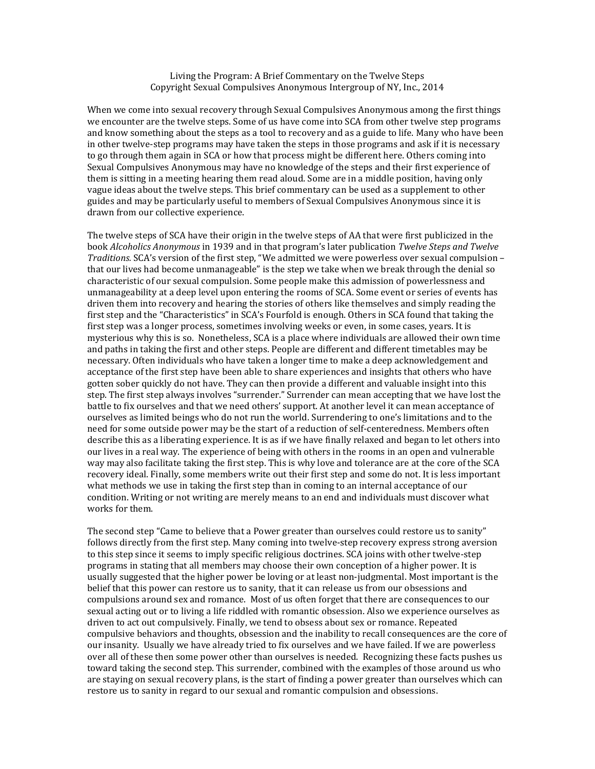Living the Program: A Brief Commentary on the Twelve Steps
Copyright Sexual Compulsives Anonymous Intergroup of NY, Inc., 2014

When we come into sexual recovery through Sexual Compulsives Anonymous among the first things we encounter are the twelve steps. Some of us have come into SCA from other twelve step programs and know something about the steps as a tool to recovery and as a guide to life. Many who have been in other twelve-step programs may have taken the steps in those programs and ask if it is necessary to go through them again in SCA or how that process might be different here. Others coming into Sexual Compulsives Anonymous may have no knowledge of the steps and their first experience of them is sitting in a meeting hearing them read aloud. Some are in a middle position, having only vague ideas about the twelve steps. This brief commentary can be used as a supplement to other guides and may be particularly useful to members of Sexual Compulsives Anonymous since it is drawn from our collective experience.

The twelve steps of SCA have their origin in the twelve steps of AA that were first publicized in the book *Alcoholics Anonymous* in 1939 and in that program's later publication *Twelve Steps and Twelve Traditions.* SCA's version of the first step, "We admitted we were powerless over sexual compulsion – that our lives had become unmanageable" is the step we take when we break through the denial so characteristic of our sexual compulsion. Some people make this admission of powerlessness and unmanageability at a deep level upon entering the rooms of SCA. Some event or series of events has driven them into recovery and hearing the stories of others like themselves and simply reading the first step and the "Characteristics" in SCA's Fourfold is enough. Others in SCA found that taking the first step was a longer process, sometimes involving weeks or even, in some cases, years. It is mysterious why this is so. Nonetheless, SCA is a place where individuals are allowed their own time and paths in taking the first and other steps. People are different and different timetables may be necessary. Often individuals who have taken a longer time to make a deep acknowledgement and acceptance of the first step have been able to share experiences and insights that others who have gotten sober quickly do not have. They can then provide a different and valuable insight into this step. The first step always involves "surrender." Surrender can mean accepting that we have lost the battle to fix ourselves and that we need others' support. At another level it can mean acceptance of ourselves as limited beings who do not run the world. Surrendering to one's limitations and to the need for some outside power may be the start of a reduction of self-centeredness. Members often describe this as a liberating experience. It is as if we have finally relaxed and began to let others into our lives in a real way. The experience of being with others in the rooms in an open and vulnerable way may also facilitate taking the first step. This is why love and tolerance are at the core of the SCA recovery ideal. Finally, some members write out their first step and some do not. It is less important what methods we use in taking the first step than in coming to an internal acceptance of our condition. Writing or not writing are merely means to an end and individuals must discover what works for them.

The second step "Came to believe that a Power greater than ourselves could restore us to sanity" follows directly from the first step. Many coming into twelve-step recovery express strong aversion to this step since it seems to imply specific religious doctrines. SCA joins with other twelve-step programs in stating that all members may choose their own conception of a higher power. It is usually suggested that the higher power be loving or at least non-judgmental. Most important is the belief that this power can restore us to sanity, that it can release us from our obsessions and compulsions around sex and romance. Most of us often forget that there are consequences to our sexual acting out or to living a life riddled with romantic obsession. Also we experience ourselves as driven to act out compulsively. Finally, we tend to obsess about sex or romance. Repeated compulsive behaviors and thoughts, obsession and the inability to recall consequences are the core of our insanity. Usually we have already tried to fix ourselves and we have failed. If we are powerless over all of these then some power other than ourselves is needed. Recognizing these facts pushes us toward taking the second step. This surrender, combined with the examples of those around us who are staying on sexual recovery plans, is the start of finding a power greater than ourselves which can restore us to sanity in regard to our sexual and romantic compulsion and obsessions.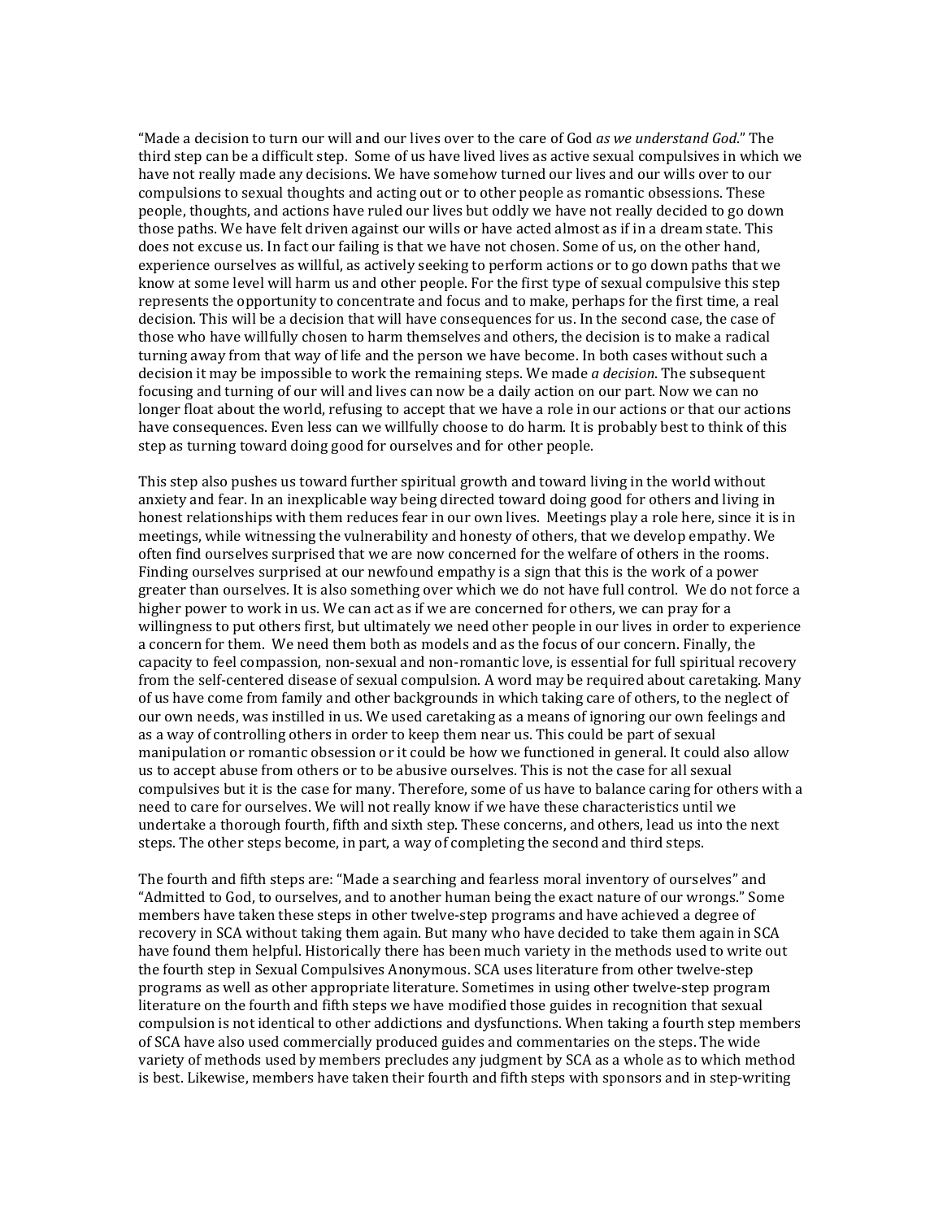"Made a decision to turn our will and our lives over to the care of God *as we understand God*." The third step can be a difficult step. Some of us have lived lives as active sexual compulsives in which we have not really made any decisions. We have somehow turned our lives and our wills over to our compulsions to sexual thoughts and acting out or to other people as romantic obsessions. These people, thoughts, and actions have ruled our lives but oddly we have not really decided to go down those paths. We have felt driven against our wills or have acted almost as if in a dream state. This does not excuse us. In fact our failing is that we have not chosen. Some of us, on the other hand, experience ourselves as willful, as actively seeking to perform actions or to go down paths that we know at some level will harm us and other people. For the first type of sexual compulsive this step represents the opportunity to concentrate and focus and to make, perhaps for the first time, a real decision. This will be a decision that will have consequences for us. In the second case, the case of those who have willfully chosen to harm themselves and others, the decision is to make a radical turning away from that way of life and the person we have become. In both cases without such a decision it may be impossible to work the remaining steps. We made *a decision*. The subsequent focusing and turning of our will and lives can now be a daily action on our part. Now we can no longer float about the world, refusing to accept that we have a role in our actions or that our actions have consequences. Even less can we willfully choose to do harm. It is probably best to think of this step as turning toward doing good for ourselves and for other people.

This step also pushes us toward further spiritual growth and toward living in the world without anxiety and fear. In an inexplicable way being directed toward doing good for others and living in honest relationships with them reduces fear in our own lives. Meetings play a role here, since it is in meetings, while witnessing the vulnerability and honesty of others, that we develop empathy. We often find ourselves surprised that we are now concerned for the welfare of others in the rooms. Finding ourselves surprised at our newfound empathy is a sign that this is the work of a power greater than ourselves. It is also something over which we do not have full control. We do not force a higher power to work in us. We can act as if we are concerned for others, we can pray for a willingness to put others first, but ultimately we need other people in our lives in order to experience a concern for them. We need them both as models and as the focus of our concern. Finally, the capacity to feel compassion, non-sexual and non-romantic love, is essential for full spiritual recovery from the self-centered disease of sexual compulsion. A word may be required about caretaking. Many of us have come from family and other backgrounds in which taking care of others, to the neglect of our own needs, was instilled in us. We used caretaking as a means of ignoring our own feelings and as a way of controlling others in order to keep them near us. This could be part of sexual manipulation or romantic obsession or it could be how we functioned in general. It could also allow us to accept abuse from others or to be abusive ourselves. This is not the case for all sexual compulsives but it is the case for many. Therefore, some of us have to balance caring for others with a need to care for ourselves. We will not really know if we have these characteristics until we undertake a thorough fourth, fifth and sixth step. These concerns, and others, lead us into the next steps. The other steps become, in part, a way of completing the second and third steps.

The fourth and fifth steps are: "Made a searching and fearless moral inventory of ourselves" and "Admitted to God, to ourselves, and to another human being the exact nature of our wrongs." Some members have taken these steps in other twelve-step programs and have achieved a degree of recovery in SCA without taking them again. But many who have decided to take them again in SCA have found them helpful. Historically there has been much variety in the methods used to write out the fourth step in Sexual Compulsives Anonymous. SCA uses literature from other twelve-step programs as well as other appropriate literature. Sometimes in using other twelve-step program literature on the fourth and fifth steps we have modified those guides in recognition that sexual compulsion is not identical to other addictions and dysfunctions. When taking a fourth step members of SCA have also used commercially produced guides and commentaries on the steps. The wide variety of methods used by members precludes any judgment by SCA as a whole as to which method is best. Likewise, members have taken their fourth and fifth steps with sponsors and in step-writing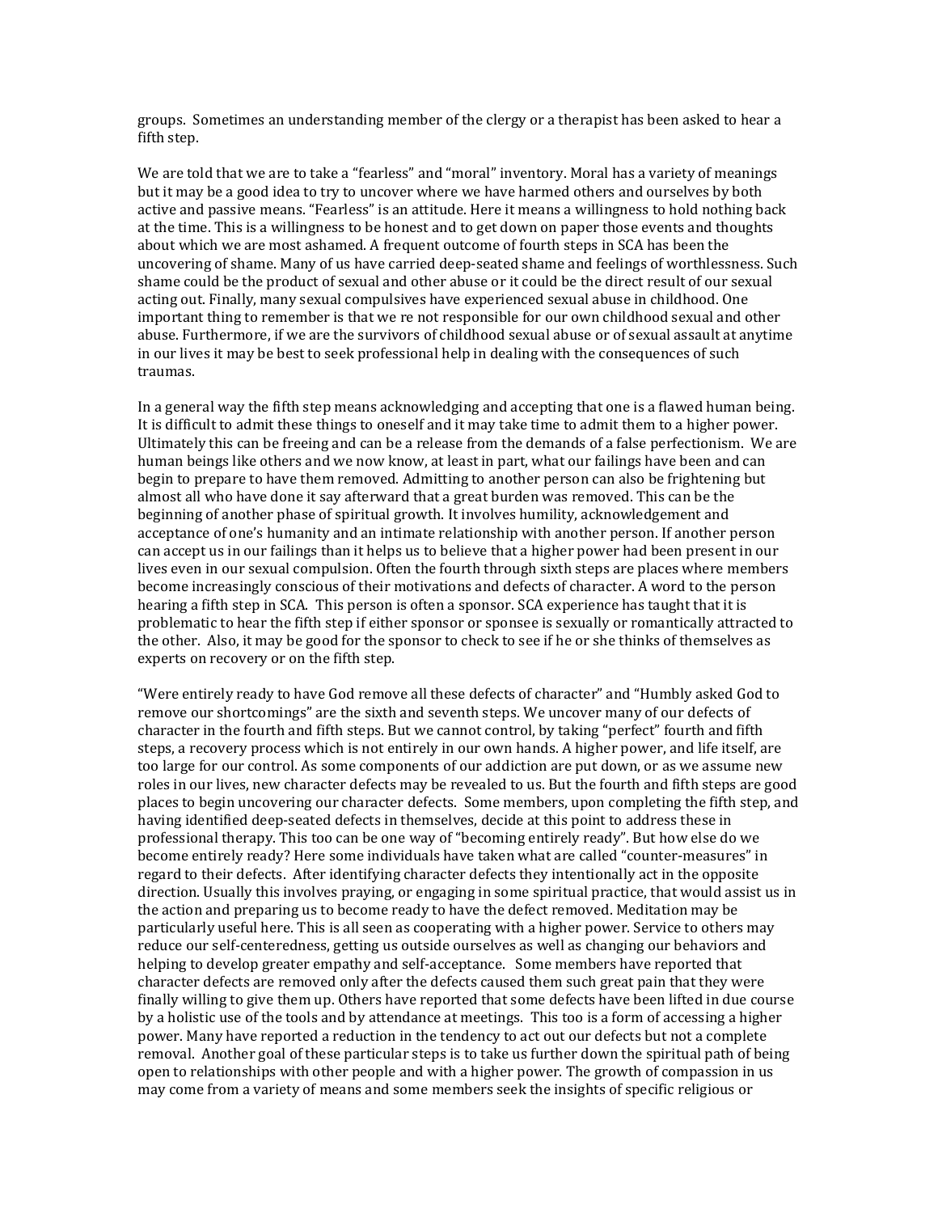groups. Sometimes an understanding member of the clergy or a therapist has been asked to hear a fifth step.

We are told that we are to take a "fearless" and "moral" inventory. Moral has a variety of meanings but it may be a good idea to try to uncover where we have harmed others and ourselves by both active and passive means. "Fearless" is an attitude. Here it means a willingness to hold nothing back at the time. This is a willingness to be honest and to get down on paper those events and thoughts about which we are most ashamed. A frequent outcome of fourth steps in SCA has been the uncovering of shame. Many of us have carried deep-seated shame and feelings of worthlessness. Such shame could be the product of sexual and other abuse or it could be the direct result of our sexual acting out. Finally, many sexual compulsives have experienced sexual abuse in childhood. One important thing to remember is that we re not responsible for our own childhood sexual and other abuse. Furthermore, if we are the survivors of childhood sexual abuse or of sexual assault at anytime in our lives it may be best to seek professional help in dealing with the consequences of such traumas.

In a general way the fifth step means acknowledging and accepting that one is a flawed human being. It is difficult to admit these things to oneself and it may take time to admit them to a higher power. Ultimately this can be freeing and can be a release from the demands of a false perfectionism. We are human beings like others and we now know, at least in part, what our failings have been and can begin to prepare to have them removed. Admitting to another person can also be frightening but almost all who have done it say afterward that a great burden was removed. This can be the beginning of another phase of spiritual growth. It involves humility, acknowledgement and acceptance of one's humanity and an intimate relationship with another person. If another person can accept us in our failings than it helps us to believe that a higher power had been present in our lives even in our sexual compulsion. Often the fourth through sixth steps are places where members become increasingly conscious of their motivations and defects of character. A word to the person hearing a fifth step in SCA. This person is often a sponsor. SCA experience has taught that it is problematic to hear the fifth step if either sponsor or sponsee is sexually or romantically attracted to the other. Also, it may be good for the sponsor to check to see if he or she thinks of themselves as experts on recovery or on the fifth step.

"Were entirely ready to have God remove all these defects of character" and "Humbly asked God to remove our shortcomings" are the sixth and seventh steps. We uncover many of our defects of character in the fourth and fifth steps. But we cannot control, by taking "perfect" fourth and fifth steps, a recovery process which is not entirely in our own hands. A higher power, and life itself, are too large for our control. As some components of our addiction are put down, or as we assume new roles in our lives, new character defects may be revealed to us. But the fourth and fifth steps are good places to begin uncovering our character defects. Some members, upon completing the fifth step, and having identified deep-seated defects in themselves, decide at this point to address these in professional therapy. This too can be one way of "becoming entirely ready". But how else do we become entirely ready? Here some individuals have taken what are called "counter-measures" in regard to their defects. After identifying character defects they intentionally act in the opposite direction. Usually this involves praying, or engaging in some spiritual practice, that would assist us in the action and preparing us to become ready to have the defect removed. Meditation may be particularly useful here. This is all seen as cooperating with a higher power. Service to others may reduce our self-centeredness, getting us outside ourselves as well as changing our behaviors and helping to develop greater empathy and self-acceptance. Some members have reported that character defects are removed only after the defects caused them such great pain that they were finally willing to give them up. Others have reported that some defects have been lifted in due course by a holistic use of the tools and by attendance at meetings. This too is a form of accessing a higher power. Many have reported a reduction in the tendency to act out our defects but not a complete removal. Another goal of these particular steps is to take us further down the spiritual path of being open to relationships with other people and with a higher power. The growth of compassion in us may come from a variety of means and some members seek the insights of specific religious or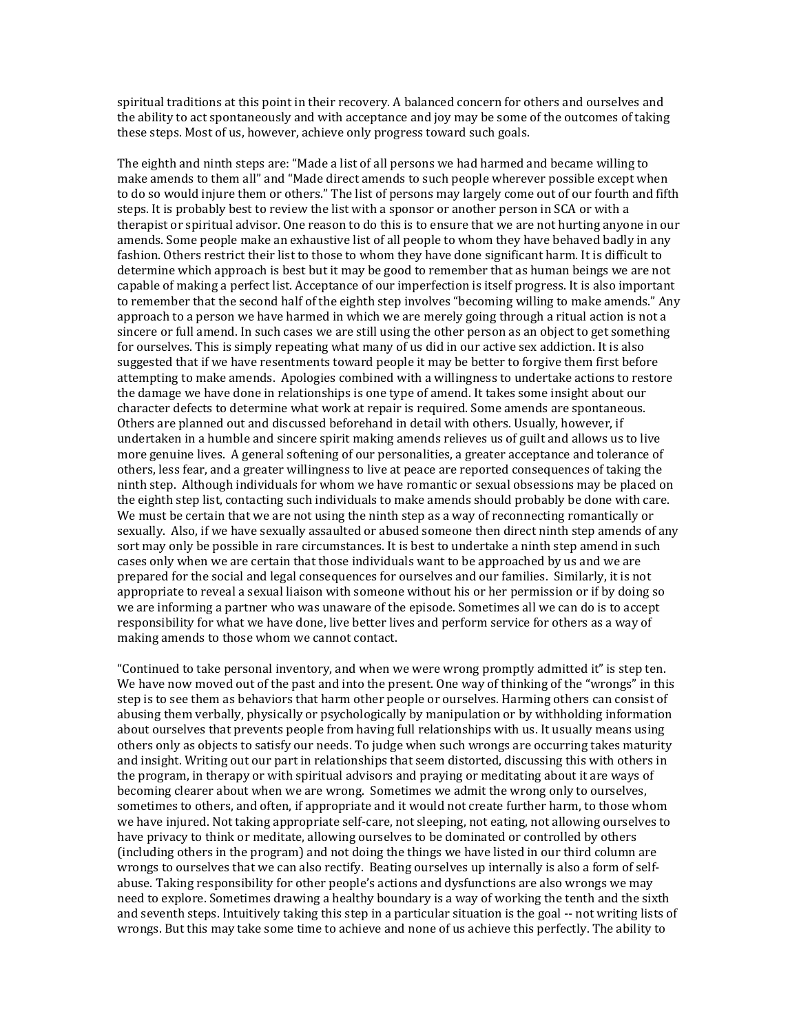spiritual traditions at this point in their recovery. A balanced concern for others and ourselves and the ability to act spontaneously and with acceptance and joy may be some of the outcomes of taking these steps. Most of us, however, achieve only progress toward such goals.

The eighth and ninth steps are: "Made a list of all persons we had harmed and became willing to make amends to them all" and "Made direct amends to such people wherever possible except when to do so would injure them or others." The list of persons may largely come out of our fourth and fifth steps. It is probably best to review the list with a sponsor or another person in SCA or with a therapist or spiritual advisor. One reason to do this is to ensure that we are not hurting anyone in our amends. Some people make an exhaustive list of all people to whom they have behaved badly in any fashion. Others restrict their list to those to whom they have done significant harm. It is difficult to determine which approach is best but it may be good to remember that as human beings we are not capable of making a perfect list. Acceptance of our imperfection is itself progress. It is also important to remember that the second half of the eighth step involves "becoming willing to make amends." Any approach to a person we have harmed in which we are merely going through a ritual action is not a sincere or full amend. In such cases we are still using the other person as an object to get something for ourselves. This is simply repeating what many of us did in our active sex addiction. It is also suggested that if we have resentments toward people it may be better to forgive them first before attempting to make amends. Apologies combined with a willingness to undertake actions to restore the damage we have done in relationships is one type of amend. It takes some insight about our character defects to determine what work at repair is required. Some amends are spontaneous. Others are planned out and discussed beforehand in detail with others. Usually, however, if undertaken in a humble and sincere spirit making amends relieves us of guilt and allows us to live more genuine lives. A general softening of our personalities, a greater acceptance and tolerance of others, less fear, and a greater willingness to live at peace are reported consequences of taking the ninth step. Although individuals for whom we have romantic or sexual obsessions may be placed on the eighth step list, contacting such individuals to make amends should probably be done with care. We must be certain that we are not using the ninth step as a way of reconnecting romantically or sexually. Also, if we have sexually assaulted or abused someone then direct ninth step amends of any sort may only be possible in rare circumstances. It is best to undertake a ninth step amend in such cases only when we are certain that those individuals want to be approached by us and we are prepared for the social and legal consequences for ourselves and our families. Similarly, it is not appropriate to reveal a sexual liaison with someone without his or her permission or if by doing so we are informing a partner who was unaware of the episode. Sometimes all we can do is to accept responsibility for what we have done, live better lives and perform service for others as a way of making amends to those whom we cannot contact.

"Continued to take personal inventory, and when we were wrong promptly admitted it" is step ten. We have now moved out of the past and into the present. One way of thinking of the "wrongs" in this step is to see them as behaviors that harm other people or ourselves. Harming others can consist of abusing them verbally, physically or psychologically by manipulation or by withholding information about ourselves that prevents people from having full relationships with us. It usually means using others only as objects to satisfy our needs. To judge when such wrongs are occurring takes maturity and insight. Writing out our part in relationships that seem distorted, discussing this with others in the program, in therapy or with spiritual advisors and praying or meditating about it are ways of becoming clearer about when we are wrong. Sometimes we admit the wrong only to ourselves, sometimes to others, and often, if appropriate and it would not create further harm, to those whom we have injured. Not taking appropriate self-care, not sleeping, not eating, not allowing ourselves to have privacy to think or meditate, allowing ourselves to be dominated or controlled by others (including others in the program) and not doing the things we have listed in our third column are wrongs to ourselves that we can also rectify. Beating ourselves up internally is also a form of self-abuse. Taking responsibility for other people's actions and dysfunctions are also wrongs we may need to explore. Sometimes drawing a healthy boundary is a way of working the tenth and the sixth and seventh steps. Intuitively taking this step in a particular situation is the goal -- not writing lists of wrongs. But this may take some time to achieve and none of us achieve this perfectly. The ability to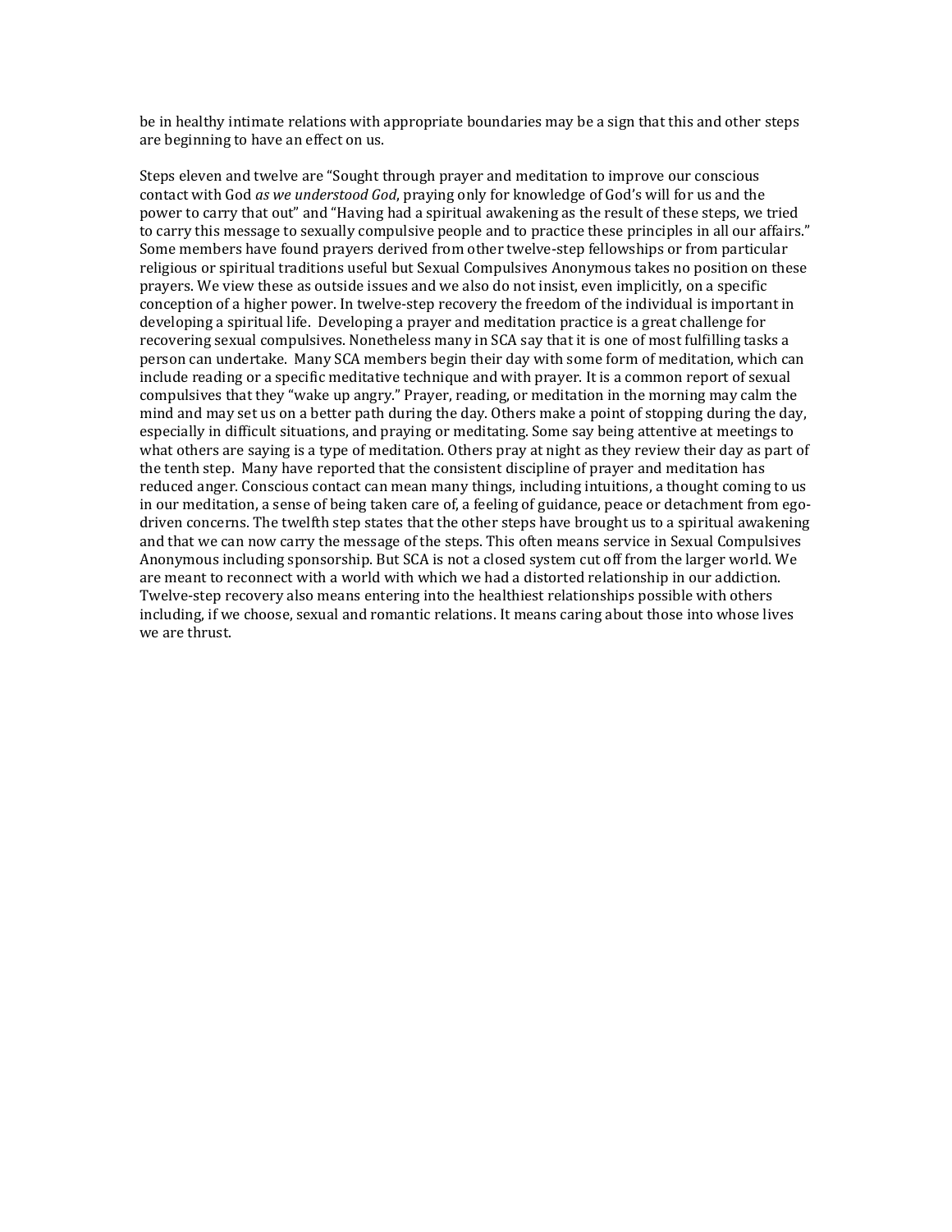be in healthy intimate relations with appropriate boundaries may be a sign that this and other steps are beginning to have an effect on us.

Steps eleven and twelve are "Sought through prayer and meditation to improve our conscious contact with God *as we understood God*, praying only for knowledge of God's will for us and the power to carry that out" and "Having had a spiritual awakening as the result of these steps, we tried to carry this message to sexually compulsive people and to practice these principles in all our affairs." Some members have found prayers derived from other twelve-step fellowships or from particular religious or spiritual traditions useful but Sexual Compulsives Anonymous takes no position on these prayers. We view these as outside issues and we also do not insist, even implicitly, on a specific conception of a higher power. In twelve-step recovery the freedom of the individual is important in developing a spiritual life. Developing a prayer and meditation practice is a great challenge for recovering sexual compulsives. Nonetheless many in SCA say that it is one of most fulfilling tasks a person can undertake. Many SCA members begin their day with some form of meditation, which can include reading or a specific meditative technique and with prayer. It is a common report of sexual compulsives that they "wake up angry." Prayer, reading, or meditation in the morning may calm the mind and may set us on a better path during the day. Others make a point of stopping during the day, especially in difficult situations, and praying or meditating. Some say being attentive at meetings to what others are saying is a type of meditation. Others pray at night as they review their day as part of the tenth step. Many have reported that the consistent discipline of prayer and meditation has reduced anger. Conscious contact can mean many things, including intuitions, a thought coming to us in our meditation, a sense of being taken care of, a feeling of guidance, peace or detachment from ego-driven concerns. The twelfth step states that the other steps have brought us to a spiritual awakening and that we can now carry the message of the steps. This often means service in Sexual Compulsives Anonymous including sponsorship. But SCA is not a closed system cut off from the larger world. We are meant to reconnect with a world with which we had a distorted relationship in our addiction. Twelve-step recovery also means entering into the healthiest relationships possible with others including, if we choose, sexual and romantic relations. It means caring about those into whose lives we are thrust.